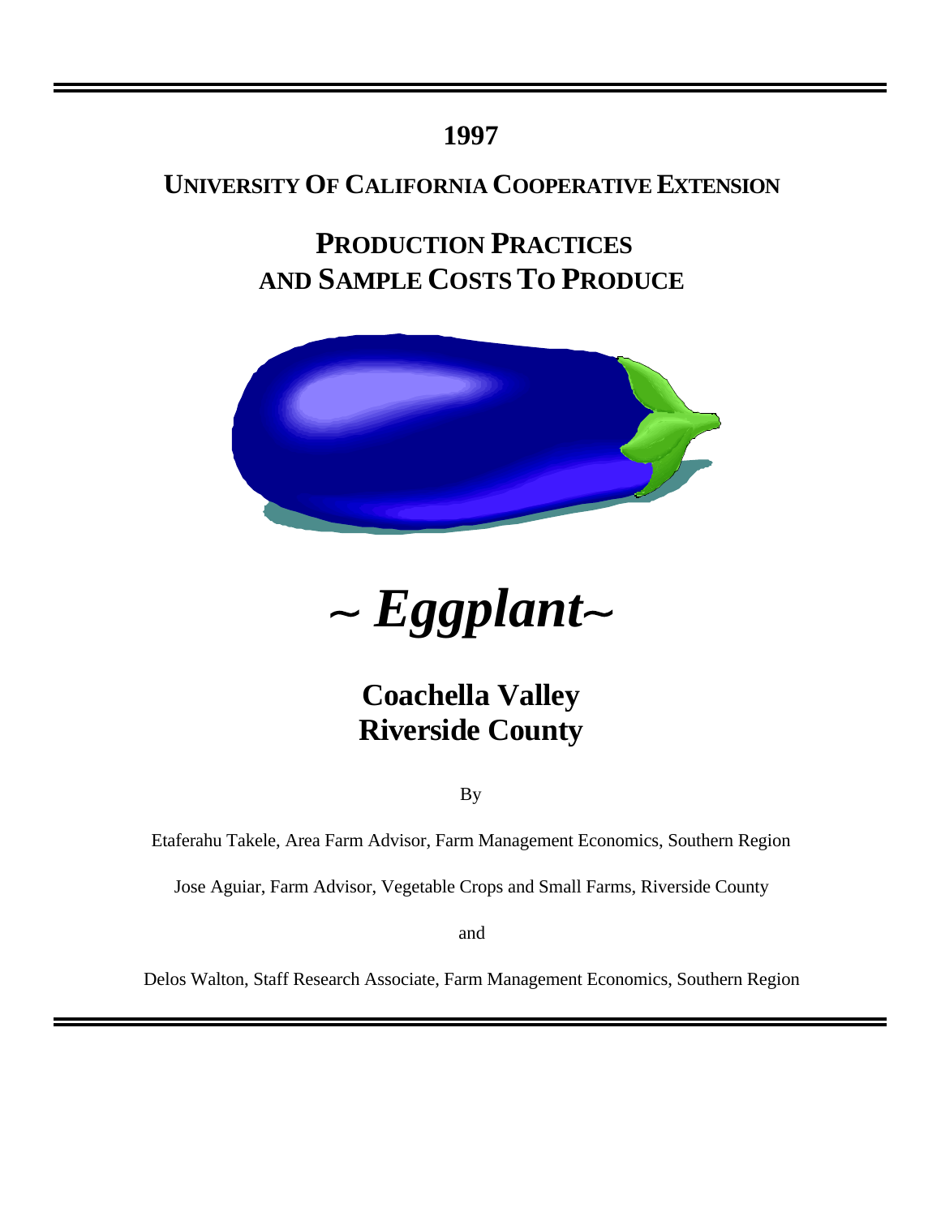**1997**

**UNIVERSITY OF CALIFORNIA COOPERATIVE EXTENSION**

# PRODUCTION PRACTICES AND SAMPLE COSTS TO PRODUCE

# *~ Eggplant~*

## Coachella Valley
## Riverside County

By

Etaferahu Takele, Area Farm Advisor, Farm Management Economics, Southern Region

Jose Aguiar, Farm Advisor, Vegetable Crops and Small Farms, Riverside County

and

Delos Walton, Staff Research Associate, Farm Management Economics, Southern Region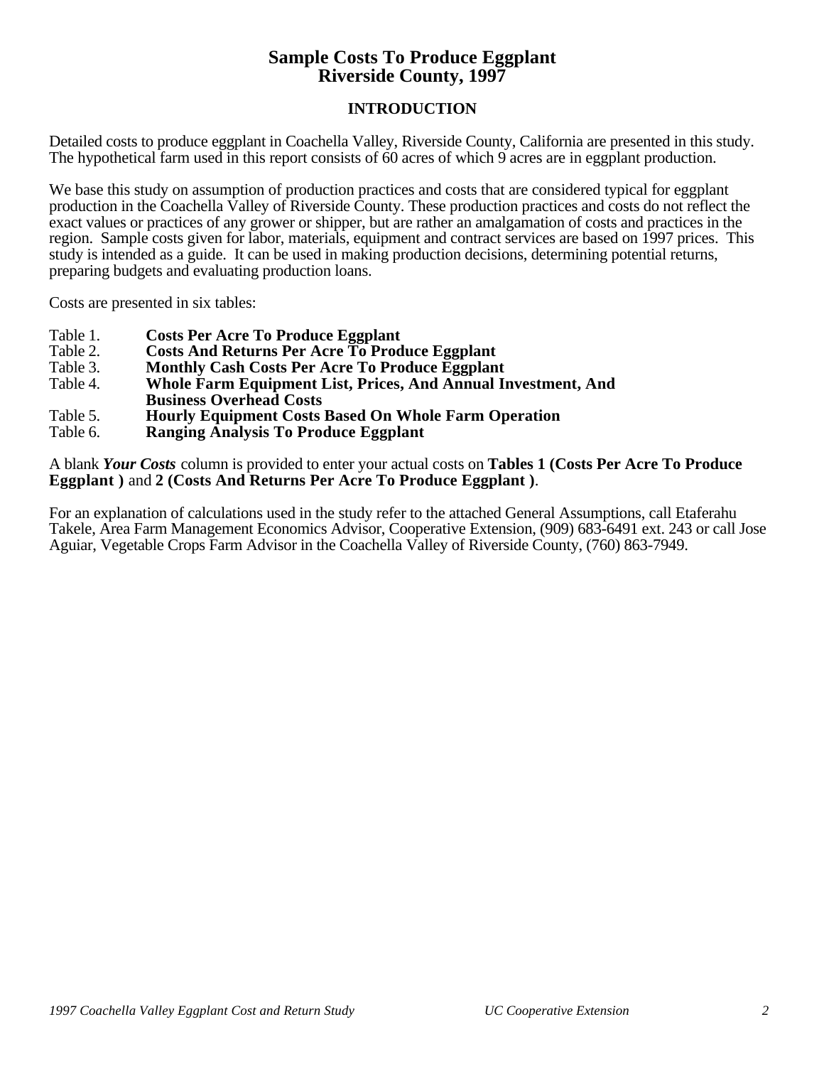# Sample Costs To Produce Eggplant
# Riverside County, 1997

## INTRODUCTION

Detailed costs to produce eggplant in Coachella Valley, Riverside County, California are presented in this study. The hypothetical farm used in this report consists of 60 acres of which 9 acres are in eggplant production.

We base this study on assumption of production practices and costs that are considered typical for eggplant production in the Coachella Valley of Riverside County. These production practices and costs do not reflect the exact values or practices of any grower or shipper, but are rather an amalgamation of costs and practices in the region. Sample costs given for labor, materials, equipment and contract services are based on 1997 prices. This study is intended as a guide. It can be used in making production decisions, determining potential returns, preparing budgets and evaluating production loans.

Costs are presented in six tables:

- Table 1. **Costs Per Acre To Produce Eggplant**
- Table 2. **Costs And Returns Per Acre To Produce Eggplant**
- Table 3. **Monthly Cash Costs Per Acre To Produce Eggplant**
- Table 4. **Whole Farm Equipment List, Prices, And Annual Investment, And Business Overhead Costs**
- Table 5. **Hourly Equipment Costs Based On Whole Farm Operation**
- Table 6. **Ranging Analysis To Produce Eggplant**

A blank ***Your Costs*** column is provided to enter your actual costs on **Tables 1 (Costs Per Acre To Produce Eggplant )** and **2 (Costs And Returns Per Acre To Produce Eggplant )**.

For an explanation of calculations used in the study refer to the attached General Assumptions, call Etaferahu Takele, Area Farm Management Economics Advisor, Cooperative Extension, (909) 683-6491 ext. 243 or call Jose Aguiar, Vegetable Crops Farm Advisor in the Coachella Valley of Riverside County, (760) 863-7949.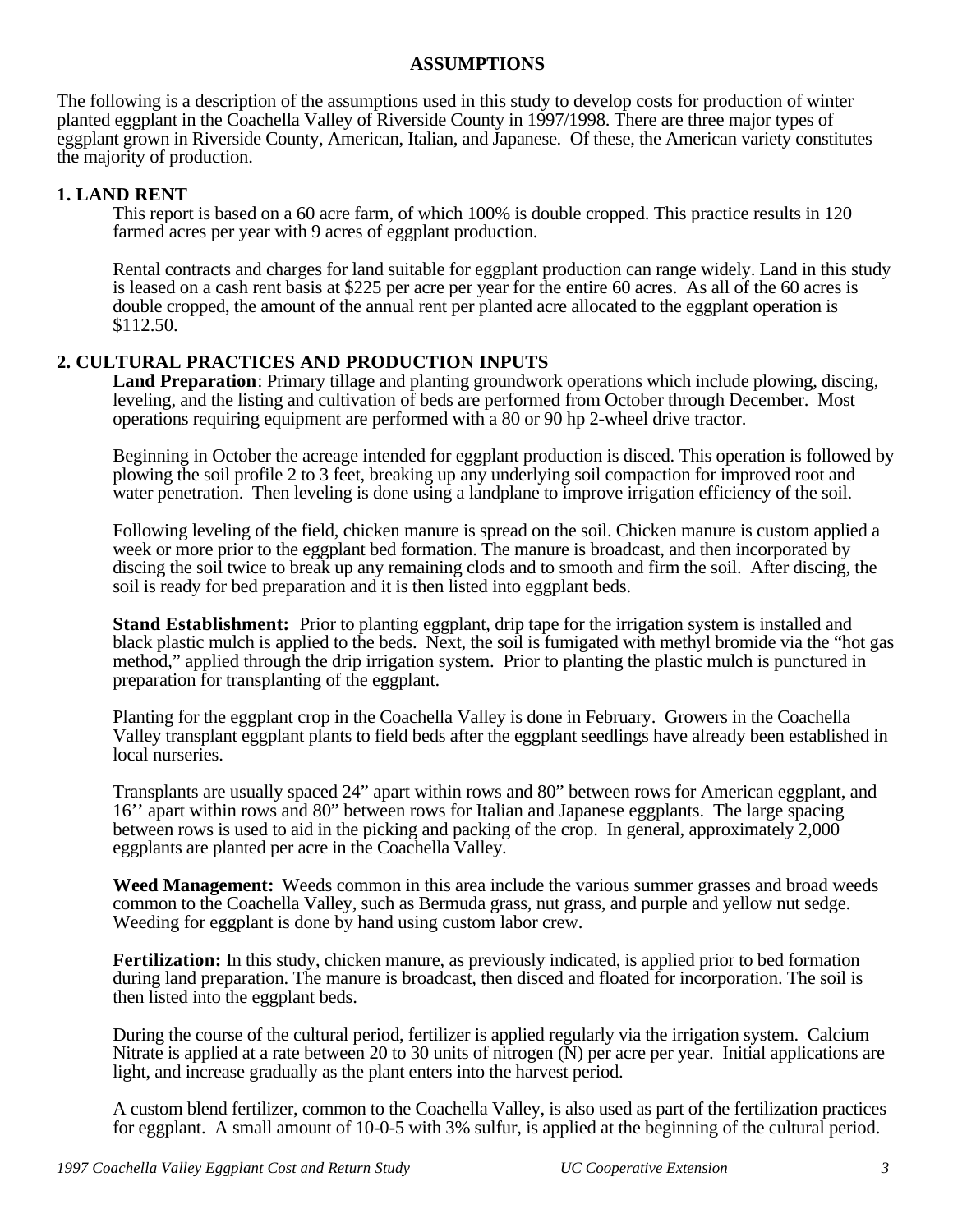## ASSUMPTIONS

The following is a description of the assumptions used in this study to develop costs for production of winter planted eggplant in the Coachella Valley of Riverside County in 1997/1998. There are three major types of eggplant grown in Riverside County, American, Italian, and Japanese. Of these, the American variety constitutes the majority of production.

### 1. LAND RENT

This report is based on a 60 acre farm, of which 100% is double cropped. This practice results in 120 farmed acres per year with 9 acres of eggplant production.

Rental contracts and charges for land suitable for eggplant production can range widely. Land in this study is leased on a cash rent basis at $225 per acre per year for the entire 60 acres. As all of the 60 acres is double cropped, the amount of the annual rent per planted acre allocated to the eggplant operation is $112.50.

### 2. CULTURAL PRACTICES AND PRODUCTION INPUTS

**Land Preparation**: Primary tillage and planting groundwork operations which include plowing, discing, leveling, and the listing and cultivation of beds are performed from October through December. Most operations requiring equipment are performed with a 80 or 90 hp 2-wheel drive tractor.

Beginning in October the acreage intended for eggplant production is disced. This operation is followed by plowing the soil profile 2 to 3 feet, breaking up any underlying soil compaction for improved root and water penetration. Then leveling is done using a landplane to improve irrigation efficiency of the soil.

Following leveling of the field, chicken manure is spread on the soil. Chicken manure is custom applied a week or more prior to the eggplant bed formation. The manure is broadcast, and then incorporated by discing the soil twice to break up any remaining clods and to smooth and firm the soil. After discing, the soil is ready for bed preparation and it is then listed into eggplant beds.

**Stand Establishment:** Prior to planting eggplant, drip tape for the irrigation system is installed and black plastic mulch is applied to the beds. Next, the soil is fumigated with methyl bromide via the "hot gas method," applied through the drip irrigation system. Prior to planting the plastic mulch is punctured in preparation for transplanting of the eggplant.

Planting for the eggplant crop in the Coachella Valley is done in February. Growers in the Coachella Valley transplant eggplant plants to field beds after the eggplant seedlings have already been established in local nurseries.

Transplants are usually spaced 24" apart within rows and 80" between rows for American eggplant, and 16'' apart within rows and 80" between rows for Italian and Japanese eggplants. The large spacing between rows is used to aid in the picking and packing of the crop. In general, approximately 2,000 eggplants are planted per acre in the Coachella Valley.

**Weed Management:** Weeds common in this area include the various summer grasses and broad weeds common to the Coachella Valley, such as Bermuda grass, nut grass, and purple and yellow nut sedge. Weeding for eggplant is done by hand using custom labor crew.

**Fertilization:** In this study, chicken manure, as previously indicated, is applied prior to bed formation during land preparation. The manure is broadcast, then disced and floated for incorporation. The soil is then listed into the eggplant beds.

During the course of the cultural period, fertilizer is applied regularly via the irrigation system. Calcium Nitrate is applied at a rate between 20 to 30 units of nitrogen (N) per acre per year. Initial applications are light, and increase gradually as the plant enters into the harvest period.

A custom blend fertilizer, common to the Coachella Valley, is also used as part of the fertilization practices for eggplant. A small amount of 10-0-5 with 3% sulfur, is applied at the beginning of the cultural period.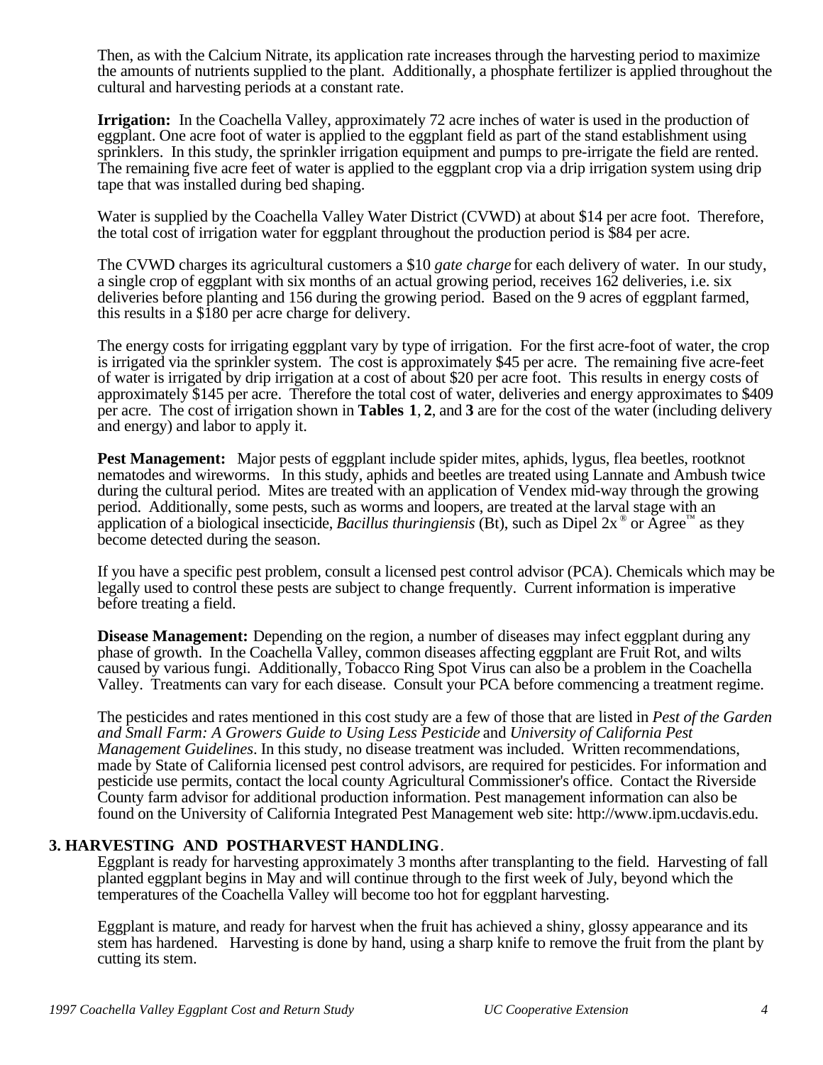Then, as with the Calcium Nitrate, its application rate increases through the harvesting period to maximize the amounts of nutrients supplied to the plant. Additionally, a phosphate fertilizer is applied throughout the cultural and harvesting periods at a constant rate.

**Irrigation:** In the Coachella Valley, approximately 72 acre inches of water is used in the production of eggplant. One acre foot of water is applied to the eggplant field as part of the stand establishment using sprinklers. In this study, the sprinkler irrigation equipment and pumps to pre-irrigate the field are rented. The remaining five acre feet of water is applied to the eggplant crop via a drip irrigation system using drip tape that was installed during bed shaping.

Water is supplied by the Coachella Valley Water District (CVWD) at about $14 per acre foot. Therefore, the total cost of irrigation water for eggplant throughout the production period is $84 per acre.

The CVWD charges its agricultural customers a $10 *gate charge* for each delivery of water. In our study, a single crop of eggplant with six months of an actual growing period, receives 162 deliveries, i.e. six deliveries before planting and 156 during the growing period. Based on the 9 acres of eggplant farmed, this results in a $180 per acre charge for delivery.

The energy costs for irrigating eggplant vary by type of irrigation. For the first acre-foot of water, the crop is irrigated via the sprinkler system. The cost is approximately $45 per acre. The remaining five acre-feet of water is irrigated by drip irrigation at a cost of about $20 per acre foot. This results in energy costs of approximately $145 per acre. Therefore the total cost of water, deliveries and energy approximates to $409 per acre. The cost of irrigation shown in **Tables 1**, **2**, and **3** are for the cost of the water (including delivery and energy) and labor to apply it.

**Pest Management:** Major pests of eggplant include spider mites, aphids, lygus, flea beetles, rootknot nematodes and wireworms. In this study, aphids and beetles are treated using Lannate and Ambush twice during the cultural period. Mites are treated with an application of Vendex mid-way through the growing period. Additionally, some pests, such as worms and loopers, are treated at the larval stage with an application of a biological insecticide, *Bacillus thuringiensis* (Bt), such as Dipel 2x® or Agree™ as they become detected during the season.

If you have a specific pest problem, consult a licensed pest control advisor (PCA). Chemicals which may be legally used to control these pests are subject to change frequently. Current information is imperative before treating a field.

**Disease Management:** Depending on the region, a number of diseases may infect eggplant during any phase of growth. In the Coachella Valley, common diseases affecting eggplant are Fruit Rot, and wilts caused by various fungi. Additionally, Tobacco Ring Spot Virus can also be a problem in the Coachella Valley. Treatments can vary for each disease. Consult your PCA before commencing a treatment regime.

The pesticides and rates mentioned in this cost study are a few of those that are listed in *Pest of the Garden and Small Farm: A Growers Guide to Using Less Pesticide* and *University of California Pest Management Guidelines*. In this study, no disease treatment was included. Written recommendations, made by State of California licensed pest control advisors, are required for pesticides. For information and pesticide use permits, contact the local county Agricultural Commissioner's office. Contact the Riverside County farm advisor for additional production information. Pest management information can also be found on the University of California Integrated Pest Management web site: http://www.ipm.ucdavis.edu.

## 3. HARVESTING AND POSTHARVEST HANDLING.

Eggplant is ready for harvesting approximately 3 months after transplanting to the field. Harvesting of fall planted eggplant begins in May and will continue through to the first week of July, beyond which the temperatures of the Coachella Valley will become too hot for eggplant harvesting.

Eggplant is mature, and ready for harvest when the fruit has achieved a shiny, glossy appearance and its stem has hardened. Harvesting is done by hand, using a sharp knife to remove the fruit from the plant by cutting its stem.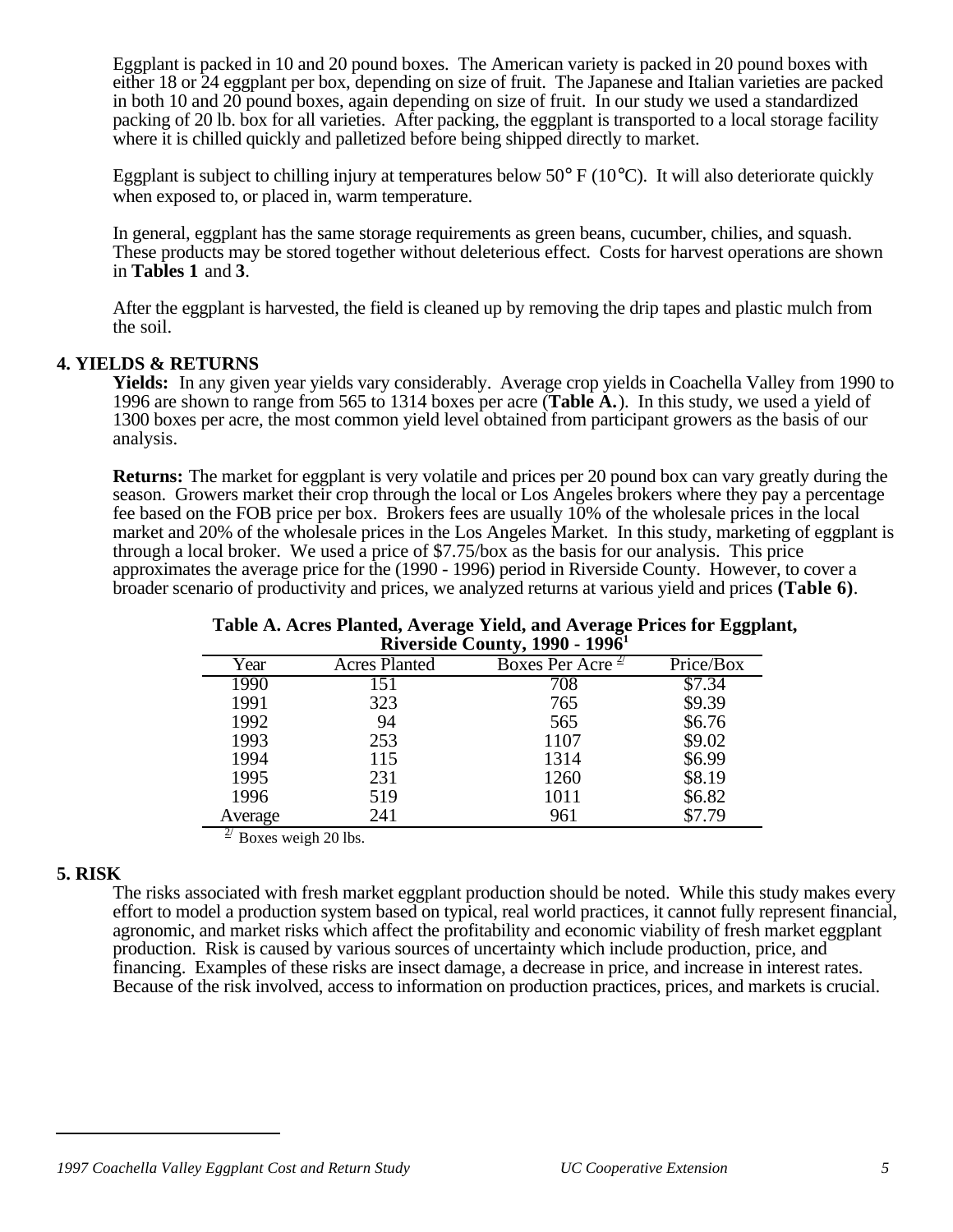Eggplant is packed in 10 and 20 pound boxes. The American variety is packed in 20 pound boxes with either 18 or 24 eggplant per box, depending on size of fruit. The Japanese and Italian varieties are packed in both 10 and 20 pound boxes, again depending on size of fruit. In our study we used a standardized packing of 20 lb. box for all varieties. After packing, the eggplant is transported to a local storage facility where it is chilled quickly and palletized before being shipped directly to market.

Eggplant is subject to chilling injury at temperatures below 50° F (10°C). It will also deteriorate quickly when exposed to, or placed in, warm temperature.

In general, eggplant has the same storage requirements as green beans, cucumber, chilies, and squash. These products may be stored together without deleterious effect. Costs for harvest operations are shown in **Tables 1** and **3**.

After the eggplant is harvested, the field is cleaned up by removing the drip tapes and plastic mulch from the soil.

## 4. YIELDS & RETURNS

**Yields:** In any given year yields vary considerably. Average crop yields in Coachella Valley from 1990 to 1996 are shown to range from 565 to 1314 boxes per acre (**Table A.**). In this study, we used a yield of 1300 boxes per acre, the most common yield level obtained from participant growers as the basis of our analysis.

**Returns:** The market for eggplant is very volatile and prices per 20 pound box can vary greatly during the season. Growers market their crop through the local or Los Angeles brokers where they pay a percentage fee based on the FOB price per box. Brokers fees are usually 10% of the wholesale prices in the local market and 20% of the wholesale prices in the Los Angeles Market. In this study, marketing of eggplant is through a local broker. We used a price of $7.75/box as the basis for our analysis. This price approximates the average price for the (1990 - 1996) period in Riverside County. However, to cover a broader scenario of productivity and prices, we analyzed returns at various yield and prices **(Table 6)**.

**Table A. Acres Planted, Average Yield, and Average Prices for Eggplant, Riverside County, 1990 - 1996[1]**

| Year | Acres Planted | Boxes Per Acre [2/] | Price/Box |
|---|---|---|---|
| 1990 | 151 | 708 | $7.34 |
| 1991 | 323 | 765 | $9.39 |
| 1992 | 94 | 565 | $6.76 |
| 1993 | 253 | 1107 | $9.02 |
| 1994 | 115 | 1314 | $6.99 |
| 1995 | 231 | 1260 | $8.19 |
| 1996 | 519 | 1011 | $6.82 |
| Average | 241 | 961 | $7.79 |

[2/] Boxes weigh 20 lbs.

## 5. RISK

The risks associated with fresh market eggplant production should be noted. While this study makes every effort to model a production system based on typical, real world practices, it cannot fully represent financial, agronomic, and market risks which affect the profitability and economic viability of fresh market eggplant production. Risk is caused by various sources of uncertainty which include production, price, and financing. Examples of these risks are insect damage, a decrease in price, and increase in interest rates. Because of the risk involved, access to information on production practices, prices, and markets is crucial.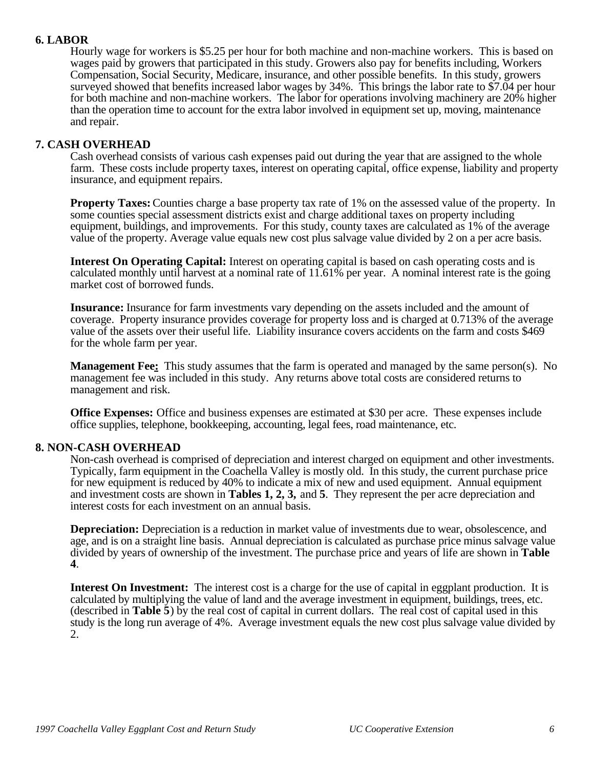## 6. LABOR

Hourly wage for workers is $5.25 per hour for both machine and non-machine workers. This is based on wages paid by growers that participated in this study. Growers also pay for benefits including, Workers Compensation, Social Security, Medicare, insurance, and other possible benefits. In this study, growers surveyed showed that benefits increased labor wages by 34%. This brings the labor rate to $7.04 per hour for both machine and non-machine workers. The labor for operations involving machinery are 20% higher than the operation time to account for the extra labor involved in equipment set up, moving, maintenance and repair.

## 7. CASH OVERHEAD

Cash overhead consists of various cash expenses paid out during the year that are assigned to the whole farm. These costs include property taxes, interest on operating capital, office expense, liability and property insurance, and equipment repairs.

**Property Taxes:** Counties charge a base property tax rate of 1% on the assessed value of the property. In some counties special assessment districts exist and charge additional taxes on property including equipment, buildings, and improvements. For this study, county taxes are calculated as 1% of the average value of the property. Average value equals new cost plus salvage value divided by 2 on a per acre basis.

**Interest On Operating Capital:** Interest on operating capital is based on cash operating costs and is calculated monthly until harvest at a nominal rate of 11.61% per year. A nominal interest rate is the going market cost of borrowed funds.

**Insurance:** Insurance for farm investments vary depending on the assets included and the amount of coverage. Property insurance provides coverage for property loss and is charged at 0.713% of the average value of the assets over their useful life. Liability insurance covers accidents on the farm and costs $469 for the whole farm per year.

**Management Fee:** This study assumes that the farm is operated and managed by the same person(s). No management fee was included in this study. Any returns above total costs are considered returns to management and risk.

**Office Expenses:** Office and business expenses are estimated at $30 per acre. These expenses include office supplies, telephone, bookkeeping, accounting, legal fees, road maintenance, etc.

## 8. NON-CASH OVERHEAD

Non-cash overhead is comprised of depreciation and interest charged on equipment and other investments. Typically, farm equipment in the Coachella Valley is mostly old. In this study, the current purchase price for new equipment is reduced by 40% to indicate a mix of new and used equipment. Annual equipment and investment costs are shown in **Tables 1, 2, 3,** and **5**. They represent the per acre depreciation and interest costs for each investment on an annual basis.

**Depreciation:** Depreciation is a reduction in market value of investments due to wear, obsolescence, and age, and is on a straight line basis. Annual depreciation is calculated as purchase price minus salvage value divided by years of ownership of the investment. The purchase price and years of life are shown in **Table 4**.

**Interest On Investment:** The interest cost is a charge for the use of capital in eggplant production. It is calculated by multiplying the value of land and the average investment in equipment, buildings, trees, etc. (described in **Table 5**) by the real cost of capital in current dollars. The real cost of capital used in this study is the long run average of 4%. Average investment equals the new cost plus salvage value divided by 2.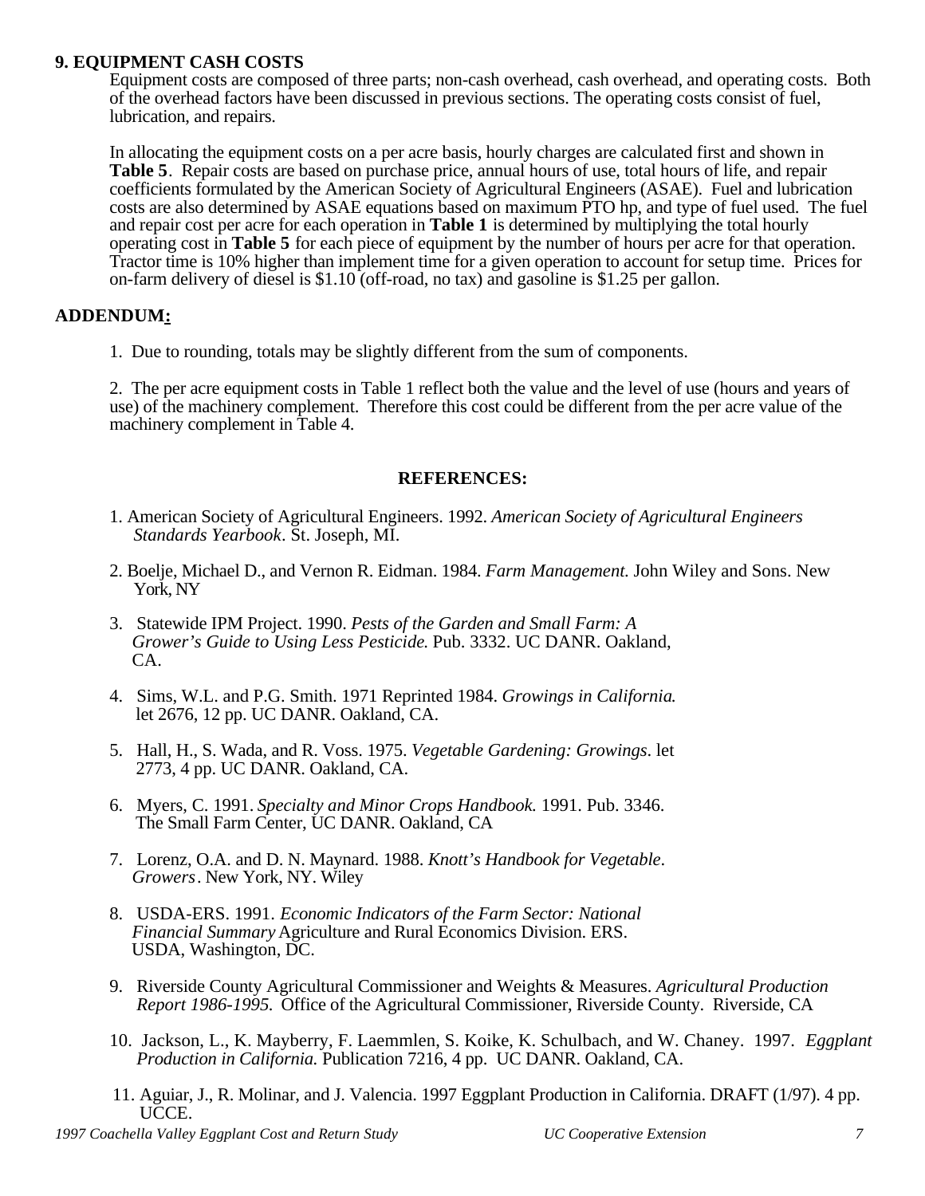## 9. EQUIPMENT CASH COSTS

Equipment costs are composed of three parts; non-cash overhead, cash overhead, and operating costs. Both of the overhead factors have been discussed in previous sections. The operating costs consist of fuel, lubrication, and repairs.

In allocating the equipment costs on a per acre basis, hourly charges are calculated first and shown in **Table 5**. Repair costs are based on purchase price, annual hours of use, total hours of life, and repair coefficients formulated by the American Society of Agricultural Engineers (ASAE). Fuel and lubrication costs are also determined by ASAE equations based on maximum PTO hp, and type of fuel used. The fuel and repair cost per acre for each operation in **Table 1** is determined by multiplying the total hourly operating cost in **Table 5** for each piece of equipment by the number of hours per acre for that operation. Tractor time is 10% higher than implement time for a given operation to account for setup time. Prices for on-farm delivery of diesel is $1.10 (off-road, no tax) and gasoline is $1.25 per gallon.

## ADDENDUM:

1. Due to rounding, totals may be slightly different from the sum of components.

2. The per acre equipment costs in Table 1 reflect both the value and the level of use (hours and years of use) of the machinery complement. Therefore this cost could be different from the per acre value of the machinery complement in Table 4.

## REFERENCES:

1. American Society of Agricultural Engineers. 1992. *American Society of Agricultural Engineers Standards Yearbook*. St. Joseph, MI.

2. Boelje, Michael D., and Vernon R. Eidman. 1984. *Farm Management.* John Wiley and Sons. New York, NY

3. Statewide IPM Project. 1990. *Pests of the Garden and Small Farm: A Grower's Guide to Using Less Pesticide*. Pub. 3332. UC DANR. Oakland, CA.

4. Sims, W.L. and P.G. Smith. 1971 Reprinted 1984. *Growings in California*. let 2676, 12 pp. UC DANR. Oakland, CA.

5. Hall, H., S. Wada, and R. Voss. 1975. *Vegetable Gardening: Growings*. let 2773, 4 pp. UC DANR. Oakland, CA.

6. Myers, C. 1991. *Specialty and Minor Crops Handbook.* 1991. Pub. 3346. The Small Farm Center, UC DANR. Oakland, CA

7. Lorenz, O.A. and D. N. Maynard. 1988. *Knott's Handbook for Vegetable. Growers*. New York, NY. Wiley

8. USDA-ERS. 1991. *Economic Indicators of the Farm Sector: National Financial Summary* Agriculture and Rural Economics Division. ERS. USDA, Washington, DC.

9. Riverside County Agricultural Commissioner and Weights & Measures. *Agricultural Production Report 1986-1995.* Office of the Agricultural Commissioner, Riverside County. Riverside, CA

10. Jackson, L., K. Mayberry, F. Laemmlen, S. Koike, K. Schulbach, and W. Chaney. 1997. *Eggplant Production in California.* Publication 7216, 4 pp. UC DANR. Oakland, CA.

11. Aguiar, J., R. Molinar, and J. Valencia. 1997 Eggplant Production in California. DRAFT (1/97). 4 pp. UCCE.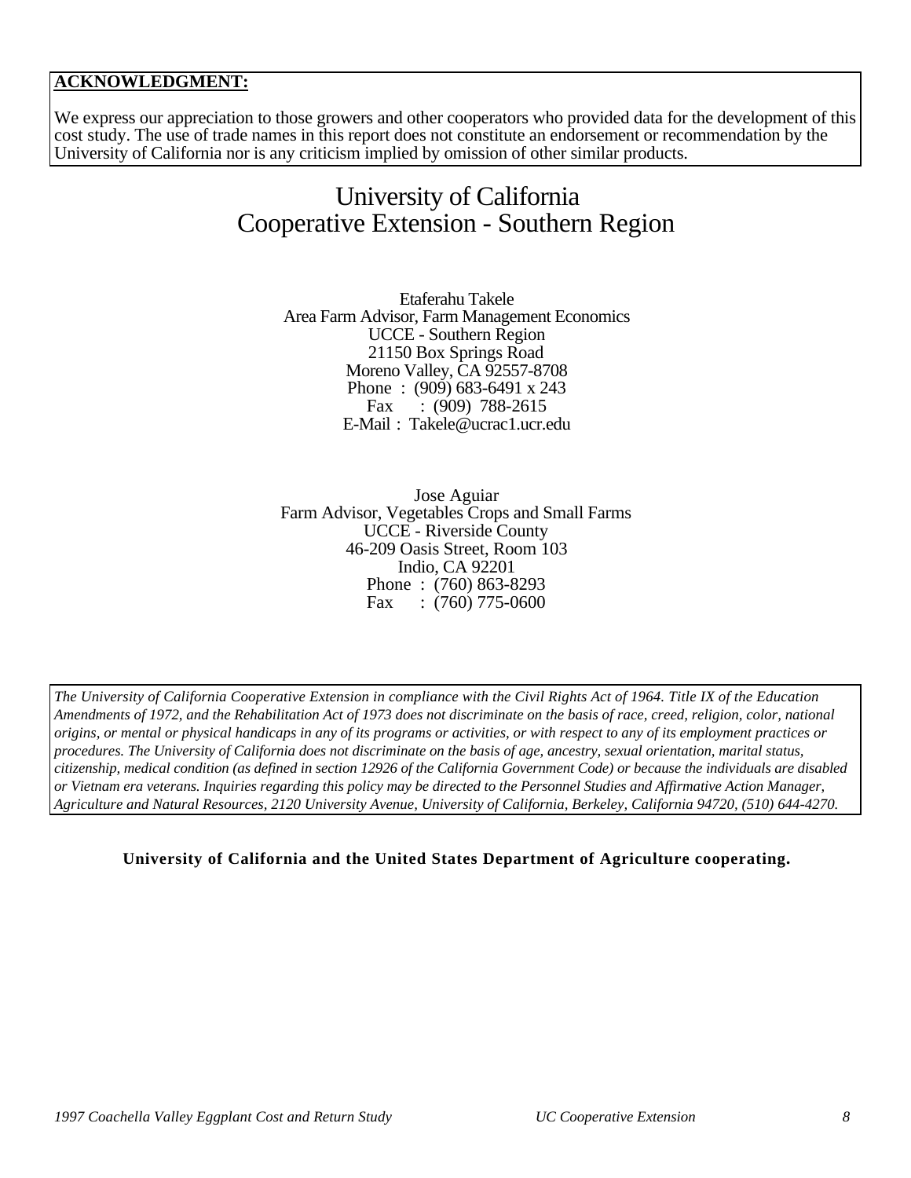**ACKNOWLEDGMENT:**

We express our appreciation to those growers and other cooperators who provided data for the development of this cost study. The use of trade names in this report does not constitute an endorsement or recommendation by the University of California nor is any criticism implied by omission of other similar products.

# University of California
# Cooperative Extension - Southern Region

Etaferahu Takele
Area Farm Advisor, Farm Management Economics
UCCE - Southern Region
21150 Box Springs Road
Moreno Valley, CA 92557-8708
Phone : (909) 683-6491 x 243
Fax : (909) 788-2615
E-Mail : Takele@ucrac1.ucr.edu

Jose Aguiar
Farm Advisor, Vegetables Crops and Small Farms
UCCE - Riverside County
46-209 Oasis Street, Room 103
Indio, CA 92201
Phone : (760) 863-8293
Fax : (760) 775-0600

*The University of California Cooperative Extension in compliance with the Civil Rights Act of 1964. Title IX of the Education Amendments of 1972, and the Rehabilitation Act of 1973 does not discriminate on the basis of race, creed, religion, color, national origins, or mental or physical handicaps in any of its programs or activities, or with respect to any of its employment practices or procedures. The University of California does not discriminate on the basis of age, ancestry, sexual orientation, marital status, citizenship, medical condition (as defined in section 12926 of the California Government Code) or because the individuals are disabled or Vietnam era veterans. Inquiries regarding this policy may be directed to the Personnel Studies and Affirmative Action Manager, Agriculture and Natural Resources, 2120 University Avenue, University of California, Berkeley, California 94720, (510) 644-4270.*

**University of California and the United States Department of Agriculture cooperating.**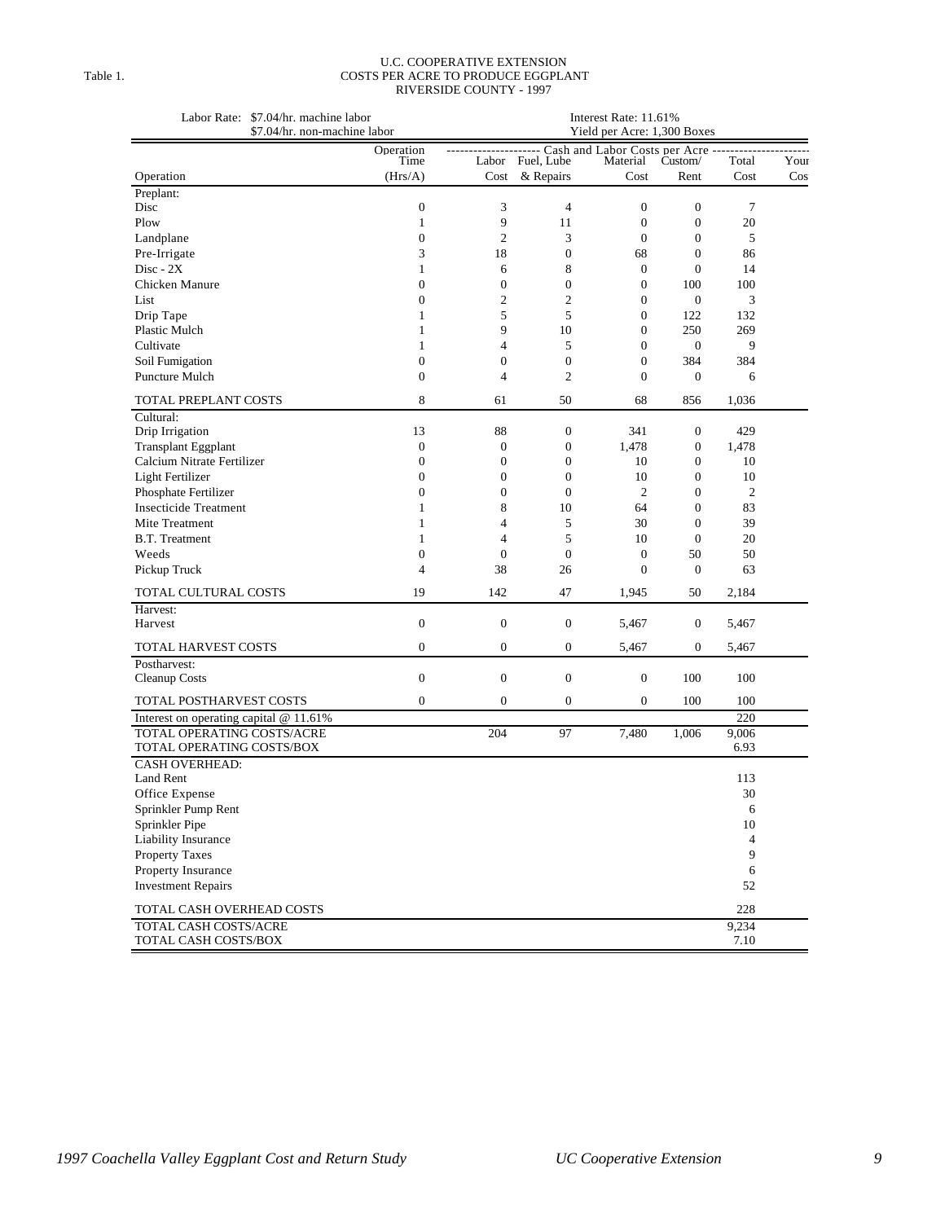Table 1.

# U.C. COOPERATIVE EXTENSION
## COSTS PER ACRE TO PRODUCE EGGPLANT
## RIVERSIDE COUNTY - 1997

Labor Rate: $7.04/hr. machine labor
$7.04/hr. non-machine labor

Interest Rate: 11.61%
Yield per Acre: 1,300 Boxes

| Operation | Operation Time (Hrs/A) | Cash and Labor Costs per Acre Labor Cost | Fuel, Lube & Repairs | Material Cost | Custom/ Rent | Total Cost | Your Cost |
|---|---|---|---|---|---|---|---|
| Preplant: | | | | | | | |
| Disc | 0 | 3 | 4 | 0 | 0 | 7 | |
| Plow | 1 | 9 | 11 | 0 | 0 | 20 | |
| Landplane | 0 | 2 | 3 | 0 | 0 | 5 | |
| Pre-Irrigate | 3 | 18 | 0 | 68 | 0 | 86 | |
| Disc - 2X | 1 | 6 | 8 | 0 | 0 | 14 | |
| Chicken Manure | 0 | 0 | 0 | 0 | 100 | 100 | |
| List | 0 | 2 | 2 | 0 | 0 | 3 | |
| Drip Tape | 1 | 5 | 5 | 0 | 122 | 132 | |
| Plastic Mulch | 1 | 9 | 10 | 0 | 250 | 269 | |
| Cultivate | 1 | 4 | 5 | 0 | 0 | 9 | |
| Soil Fumigation | 0 | 0 | 0 | 0 | 384 | 384 | |
| Puncture Mulch | 0 | 4 | 2 | 0 | 0 | 6 | |
| TOTAL PREPLANT COSTS | 8 | 61 | 50 | 68 | 856 | 1,036 | |
| Cultural: | | | | | | | |
| Drip Irrigation | 13 | 88 | 0 | 341 | 0 | 429 | |
| Transplant Eggplant | 0 | 0 | 0 | 1,478 | 0 | 1,478 | |
| Calcium Nitrate Fertilizer | 0 | 0 | 0 | 10 | 0 | 10 | |
| Light Fertilizer | 0 | 0 | 0 | 10 | 0 | 10 | |
| Phosphate Fertilizer | 0 | 0 | 0 | 2 | 0 | 2 | |
| Insecticide Treatment | 1 | 8 | 10 | 64 | 0 | 83 | |
| Mite Treatment | 1 | 4 | 5 | 30 | 0 | 39 | |
| B.T. Treatment | 1 | 4 | 5 | 10 | 0 | 20 | |
| Weeds | 0 | 0 | 0 | 0 | 50 | 50 | |
| Pickup Truck | 4 | 38 | 26 | 0 | 0 | 63 | |
| TOTAL CULTURAL COSTS | 19 | 142 | 47 | 1,945 | 50 | 2,184 | |
| Harvest: | | | | | | | |
| Harvest | 0 | 0 | 0 | 5,467 | 0 | 5,467 | |
| TOTAL HARVEST COSTS | 0 | 0 | 0 | 5,467 | 0 | 5,467 | |
| Postharvest: | | | | | | | |
| Cleanup Costs | 0 | 0 | 0 | 0 | 100 | 100 | |
| TOTAL POSTHARVEST COSTS | 0 | 0 | 0 | 0 | 100 | 100 | |
| Interest on operating capital @ 11.61% | | | | | | 220 | |
| TOTAL OPERATING COSTS/ACRE | | 204 | 97 | 7,480 | 1,006 | 9,006 | |
| TOTAL OPERATING COSTS/BOX | | | | | | 6.93 | |
| CASH OVERHEAD: | | | | | | | |
| Land Rent | | | | | | 113 | |
| Office Expense | | | | | | 30 | |
| Sprinkler Pump Rent | | | | | | 6 | |
| Sprinkler Pipe | | | | | | 10 | |
| Liability Insurance | | | | | | 4 | |
| Property Taxes | | | | | | 9 | |
| Property Insurance | | | | | | 6 | |
| Investment Repairs | | | | | | 52 | |
| TOTAL CASH OVERHEAD COSTS | | | | | | 228 | |
| TOTAL CASH COSTS/ACRE | | | | | | 9,234 | |
| TOTAL CASH COSTS/BOX | | | | | | 7.10 | |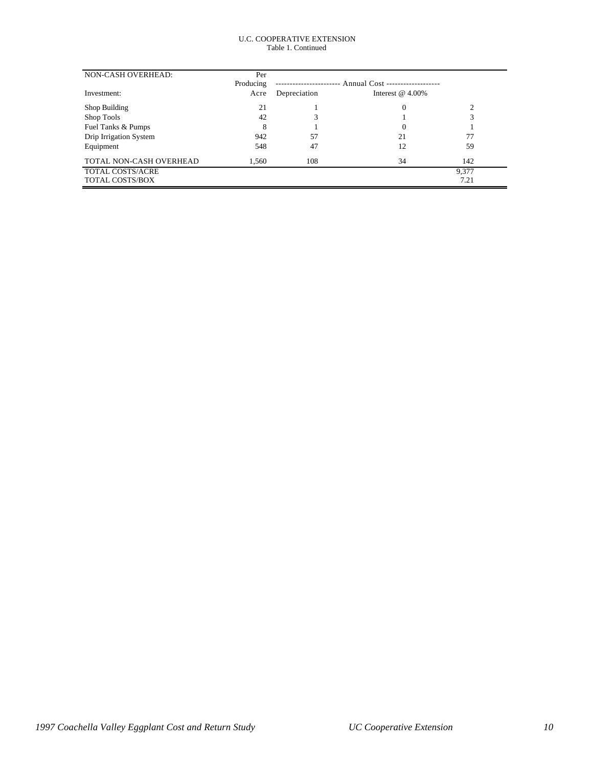U.C. COOPERATIVE EXTENSION
Table 1. Continued

| NON-CASH OVERHEAD: | Per Producing | ---------- Annual Cost ---------- | | |
|---|---|---|---|---|
| Investment: | Acre | Depreciation | Interest @ 4.00% | |
| Shop Building | 21 | 1 | 0 | 2 |
| Shop Tools | 42 | 3 | 1 | 3 |
| Fuel Tanks & Pumps | 8 | 1 | 0 | 1 |
| Drip Irrigation System | 942 | 57 | 21 | 77 |
| Equipment | 548 | 47 | 12 | 59 |
| TOTAL NON-CASH OVERHEAD | 1,560 | 108 | 34 | 142 |
| TOTAL COSTS/ACRE | | | | 9,377 |
| TOTAL COSTS/BOX | | | | 7.21 |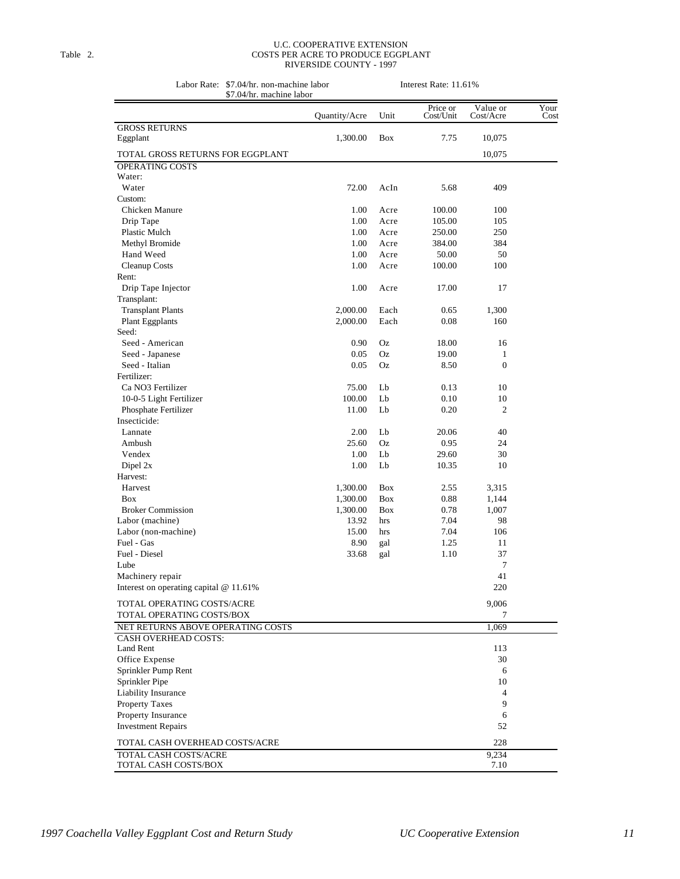Table 2.

U.C. COOPERATIVE EXTENSION
COSTS PER ACRE TO PRODUCE EGGPLANT
RIVERSIDE COUNTY - 1997

Labor Rate: \$7.04/hr. non-machine labor
\$7.04/hr. machine labor

Interest Rate: 11.61%

| | Quantity/Acre | Unit | Price or Cost/Unit | Value or Cost/Acre | Your Cost |
|---|---|---|---|---|---|
| GROSS RETURNS | | | | | |
| Eggplant | 1,300.00 | Box | 7.75 | 10,075 | |
| TOTAL GROSS RETURNS FOR EGGPLANT | | | | 10,075 | |
| OPERATING COSTS | | | | | |
| Water: | | | | | |
| Water | 72.00 | AcIn | 5.68 | 409 | |
| Custom: | | | | | |
| Chicken Manure | 1.00 | Acre | 100.00 | 100 | |
| Drip Tape | 1.00 | Acre | 105.00 | 105 | |
| Plastic Mulch | 1.00 | Acre | 250.00 | 250 | |
| Methyl Bromide | 1.00 | Acre | 384.00 | 384 | |
| Hand Weed | 1.00 | Acre | 50.00 | 50 | |
| Cleanup Costs | 1.00 | Acre | 100.00 | 100 | |
| Rent: | | | | | |
| Drip Tape Injector | 1.00 | Acre | 17.00 | 17 | |
| Transplant: | | | | | |
| Transplant Plants | 2,000.00 | Each | 0.65 | 1,300 | |
| Plant Eggplants | 2,000.00 | Each | 0.08 | 160 | |
| Seed: | | | | | |
| Seed - American | 0.90 | Oz | 18.00 | 16 | |
| Seed - Japanese | 0.05 | Oz | 19.00 | 1 | |
| Seed - Italian | 0.05 | Oz | 8.50 | 0 | |
| Fertilizer: | | | | | |
| Ca NO3 Fertilizer | 75.00 | Lb | 0.13 | 10 | |
| 10-0-5 Light Fertilizer | 100.00 | Lb | 0.10 | 10 | |
| Phosphate Fertilizer | 11.00 | Lb | 0.20 | 2 | |
| Insecticide: | | | | | |
| Lannate | 2.00 | Lb | 20.06 | 40 | |
| Ambush | 25.60 | Oz | 0.95 | 24 | |
| Vendex | 1.00 | Lb | 29.60 | 30 | |
| Dipel 2x | 1.00 | Lb | 10.35 | 10 | |
| Harvest: | | | | | |
| Harvest | 1,300.00 | Box | 2.55 | 3,315 | |
| Box | 1,300.00 | Box | 0.88 | 1,144 | |
| Broker Commission | 1,300.00 | Box | 0.78 | 1,007 | |
| Labor (machine) | 13.92 | hrs | 7.04 | 98 | |
| Labor (non-machine) | 15.00 | hrs | 7.04 | 106 | |
| Fuel - Gas | 8.90 | gal | 1.25 | 11 | |
| Fuel - Diesel | 33.68 | gal | 1.10 | 37 | |
| Lube | | | | 7 | |
| Machinery repair | | | | 41 | |
| Interest on operating capital @ 11.61% | | | | 220 | |
| TOTAL OPERATING COSTS/ACRE | | | | 9,006 | |
| TOTAL OPERATING COSTS/BOX | | | | 7 | |
| NET RETURNS ABOVE OPERATING COSTS | | | | 1,069 | |
| CASH OVERHEAD COSTS: | | | | | |
| Land Rent | | | | 113 | |
| Office Expense | | | | 30 | |
| Sprinkler Pump Rent | | | | 6 | |
| Sprinkler Pipe | | | | 10 | |
| Liability Insurance | | | | 4 | |
| Property Taxes | | | | 9 | |
| Property Insurance | | | | 6 | |
| Investment Repairs | | | | 52 | |
| TOTAL CASH OVERHEAD COSTS/ACRE | | | | 228 | |
| TOTAL CASH COSTS/ACRE | | | | 9,234 | |
| TOTAL CASH COSTS/BOX | | | | 7.10 | |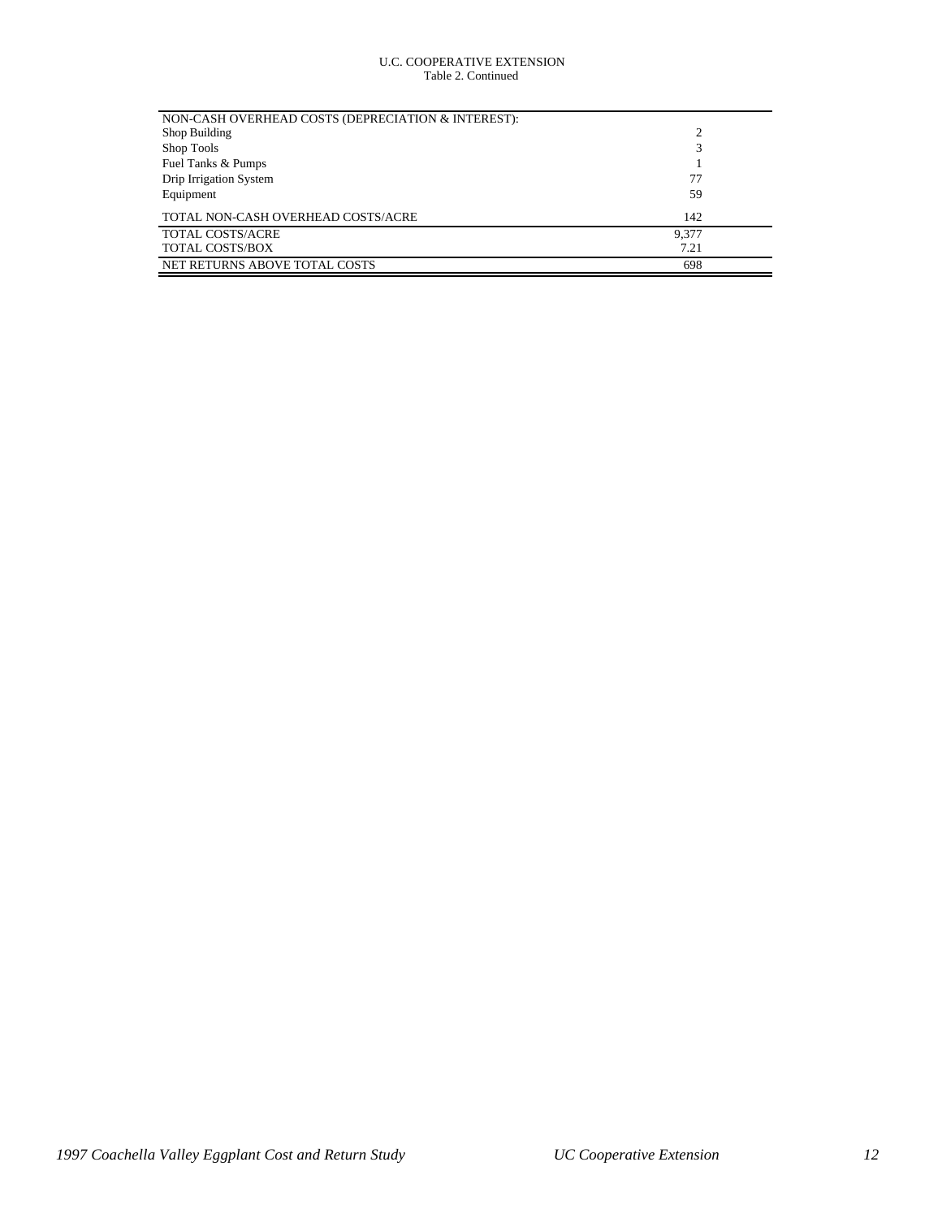U.C. COOPERATIVE EXTENSION
Table 2. Continued

| NON-CASH OVERHEAD COSTS (DEPRECIATION & INTEREST): | |
|---|---|
| Shop Building | 2 |
| Shop Tools | 3 |
| Fuel Tanks & Pumps | 1 |
| Drip Irrigation System | 77 |
| Equipment | 59 |
| TOTAL NON-CASH OVERHEAD COSTS/ACRE | 142 |
| TOTAL COSTS/ACRE | 9,377 |
| TOTAL COSTS/BOX | 7.21 |
| NET RETURNS ABOVE TOTAL COSTS | 698 |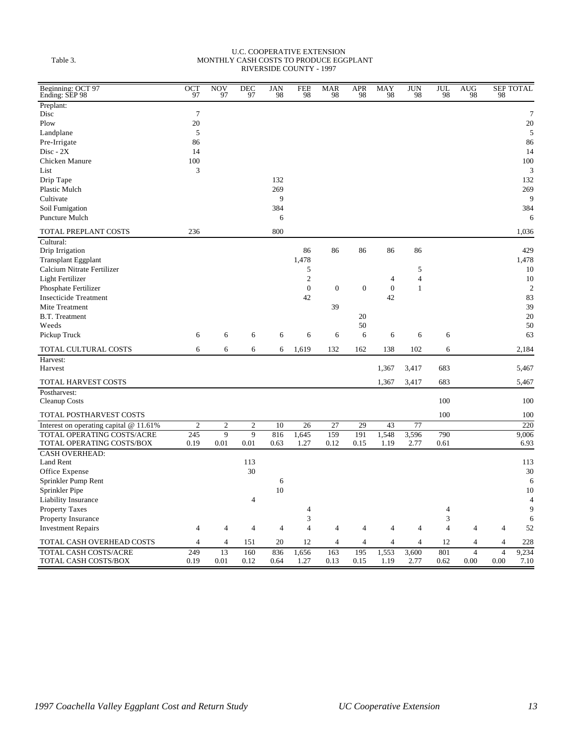Table 3.

U.C. COOPERATIVE EXTENSION
MONTHLY CASH COSTS TO PRODUCE EGGPLANT
RIVERSIDE COUNTY - 1997

| Beginning: OCT 97<br>Ending: SEP 98 | OCT 97 | NOV 97 | DEC 97 | JAN 98 | FEB 98 | MAR 98 | APR 98 | MAY 98 | JUN 98 | JUL 98 | AUG 98 | SEP 98 | TOTAL |
|---|---|---|---|---|---|---|---|---|---|---|---|---|---|
| Preplant: | | | | | | | | | | | | | |
| Disc | 7 | | | | | | | | | | | | 7 |
| Plow | 20 | | | | | | | | | | | | 20 |
| Landplane | 5 | | | | | | | | | | | | 5 |
| Pre-Irrigate | 86 | | | | | | | | | | | | 86 |
| Disc - 2X | 14 | | | | | | | | | | | | 14 |
| Chicken Manure | 100 | | | | | | | | | | | | 100 |
| List | 3 | | | | | | | | | | | | 3 |
| Drip Tape | | | | 132 | | | | | | | | | 132 |
| Plastic Mulch | | | | 269 | | | | | | | | | 269 |
| Cultivate | | | | 9 | | | | | | | | | 9 |
| Soil Fumigation | | | | 384 | | | | | | | | | 384 |
| Puncture Mulch | | | | 6 | | | | | | | | | 6 |
| TOTAL PREPLANT COSTS | 236 | | | 800 | | | | | | | | | 1,036 |
| Cultural: | | | | | | | | | | | | | |
| Drip Irrigation | | | | | 86 | 86 | 86 | 86 | 86 | | | | 429 |
| Transplant Eggplant | | | | | 1,478 | | | | | | | | 1,478 |
| Calcium Nitrate Fertilizer | | | | | 5 | | | | 5 | | | | 10 |
| Light Fertilizer | | | | | 2 | | | 4 | 4 | | | | 10 |
| Phosphate Fertilizer | | | | | 0 | 0 | 0 | 0 | 1 | | | | 2 |
| Insecticide Treatment | | | | | 42 | | | 42 | | | | | 83 |
| Mite Treatment | | | | | | 39 | | | | | | | 39 |
| B.T. Treatment | | | | | | | 20 | | | | | | 20 |
| Weeds | | | | | | | 50 | | | | | | 50 |
| Pickup Truck | 6 | 6 | 6 | 6 | 6 | 6 | 6 | 6 | 6 | 6 | | | 63 |
| TOTAL CULTURAL COSTS | 6 | 6 | 6 | 6 | 1,619 | 132 | 162 | 138 | 102 | 6 | | | 2,184 |
| Harvest: | | | | | | | | | | | | | |
| Harvest | | | | | | | | 1,367 | 3,417 | 683 | | | 5,467 |
| TOTAL HARVEST COSTS | | | | | | | | 1,367 | 3,417 | 683 | | | 5,467 |
| Postharvest: | | | | | | | | | | | | | |
| Cleanup Costs | | | | | | | | | | 100 | | | 100 |
| TOTAL POSTHARVEST COSTS | | | | | | | | | | 100 | | | 100 |
| Interest on operating capital @ 11.61% | 2 | 2 | 2 | 10 | 26 | 27 | 29 | 43 | 77 | | | | 220 |
| TOTAL OPERATING COSTS/ACRE | 245 | 9 | 9 | 816 | 1,645 | 159 | 191 | 1,548 | 3,596 | 790 | | | 9,006 |
| TOTAL OPERATING COSTS/BOX | 0.19 | 0.01 | 0.01 | 0.63 | 1.27 | 0.12 | 0.15 | 1.19 | 2.77 | 0.61 | | | 6.93 |
| CASH OVERHEAD: | | | | | | | | | | | | | |
| Land Rent | | | 113 | | | | | | | | | | 113 |
| Office Expense | | | 30 | | | | | | | | | | 30 |
| Sprinkler Pump Rent | | | | 6 | | | | | | | | | 6 |
| Sprinkler Pipe | | | | 10 | | | | | | | | | 10 |
| Liability Insurance | | | 4 | | | | | | | | | | 4 |
| Property Taxes | | | | | 4 | | | | | 4 | | | 9 |
| Property Insurance | | | | | 3 | | | | | 3 | | | 6 |
| Investment Repairs | 4 | 4 | 4 | 4 | 4 | 4 | 4 | 4 | 4 | 4 | 4 | 4 | 52 |
| TOTAL CASH OVERHEAD COSTS | 4 | 4 | 151 | 20 | 12 | 4 | 4 | 4 | 4 | 12 | 4 | 4 | 228 |
| TOTAL CASH COSTS/ACRE | 249 | 13 | 160 | 836 | 1,656 | 163 | 195 | 1,553 | 3,600 | 801 | 4 | 4 | 9,234 |
| TOTAL CASH COSTS/BOX | 0.19 | 0.01 | 0.12 | 0.64 | 1.27 | 0.13 | 0.15 | 1.19 | 2.77 | 0.62 | 0.00 | 0.00 | 7.10 |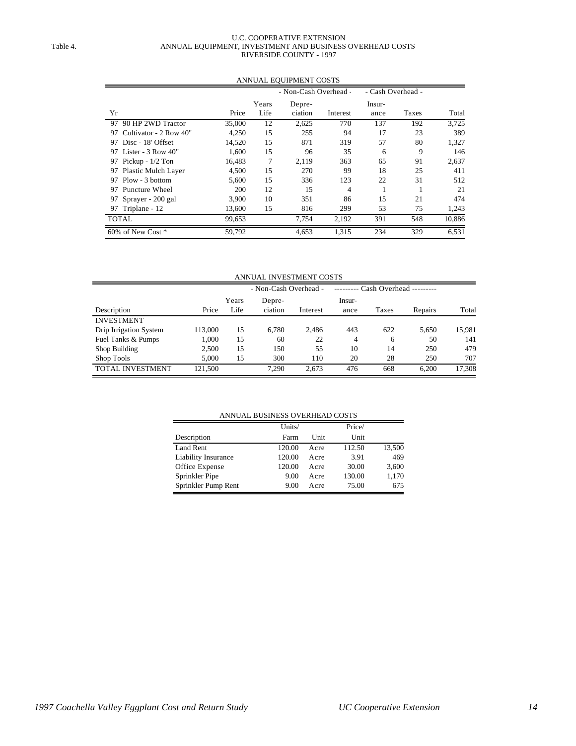Table 4.

# U.C. COOPERATIVE EXTENSION
## ANNUAL EQUIPMENT, INVESTMENT AND BUSINESS OVERHEAD COSTS
## RIVERSIDE COUNTY - 1997

### ANNUAL EQUIPMENT COSTS

| | | | | - Non-Cash Overhead - | | - Cash Overhead - | | |
|---|---|---|---|---|---|---|---|---|
| Yr | | Price | Years Life | Depre- ciation | Interest | Insur- ance | Taxes | Total |
| 97 | 90 HP 2WD Tractor | 35,000 | 12 | 2,625 | 770 | 137 | 192 | 3,725 |
| 97 | Cultivator - 2 Row 40" | 4,250 | 15 | 255 | 94 | 17 | 23 | 389 |
| 97 | Disc - 18' Offset | 14,520 | 15 | 871 | 319 | 57 | 80 | 1,327 |
| 97 | Lister - 3 Row 40" | 1,600 | 15 | 96 | 35 | 6 | 9 | 146 |
| 97 | Pickup - 1/2 Ton | 16,483 | 7 | 2,119 | 363 | 65 | 91 | 2,637 |
| 97 | Plastic Mulch Layer | 4,500 | 15 | 270 | 99 | 18 | 25 | 411 |
| 97 | Plow - 3 bottom | 5,600 | 15 | 336 | 123 | 22 | 31 | 512 |
| 97 | Puncture Wheel | 200 | 12 | 15 | 4 | 1 | 1 | 21 |
| 97 | Sprayer - 200 gal | 3,900 | 10 | 351 | 86 | 15 | 21 | 474 |
| 97 | Triplane - 12 | 13,600 | 15 | 816 | 299 | 53 | 75 | 1,243 |
| TOTAL | | 99,653 | | 7,754 | 2,192 | 391 | 548 | 10,886 |
| 60% of New Cost * | | 59,792 | | 4,653 | 1,315 | 234 | 329 | 6,531 |

### ANNUAL INVESTMENT COSTS

| | | | - Non-Cash Overhead - | | --------- Cash Overhead --------- | | | |
|---|---|---|---|---|---|---|---|---|
| Description | Price | Years Life | Depre- ciation | Interest | Insur- ance | Taxes | Repairs | Total |
| INVESTMENT | | | | | | | | |
| Drip Irrigation System | 113,000 | 15 | 6,780 | 2,486 | 443 | 622 | 5,650 | 15,981 |
| Fuel Tanks & Pumps | 1,000 | 15 | 60 | 22 | 4 | 6 | 50 | 141 |
| Shop Building | 2,500 | 15 | 150 | 55 | 10 | 14 | 250 | 479 |
| Shop Tools | 5,000 | 15 | 300 | 110 | 20 | 28 | 250 | 707 |
| TOTAL INVESTMENT | 121,500 | | 7,290 | 2,673 | 476 | 668 | 6,200 | 17,308 |

### ANNUAL BUSINESS OVERHEAD COSTS

| Description | Units/ Farm | Unit | Price/ Unit | |
|---|---|---|---|---|
| Land Rent | 120.00 | Acre | 112.50 | 13,500 |
| Liability Insurance | 120.00 | Acre | 3.91 | 469 |
| Office Expense | 120.00 | Acre | 30.00 | 3,600 |
| Sprinkler Pipe | 9.00 | Acre | 130.00 | 1,170 |
| Sprinkler Pump Rent | 9.00 | Acre | 75.00 | 675 |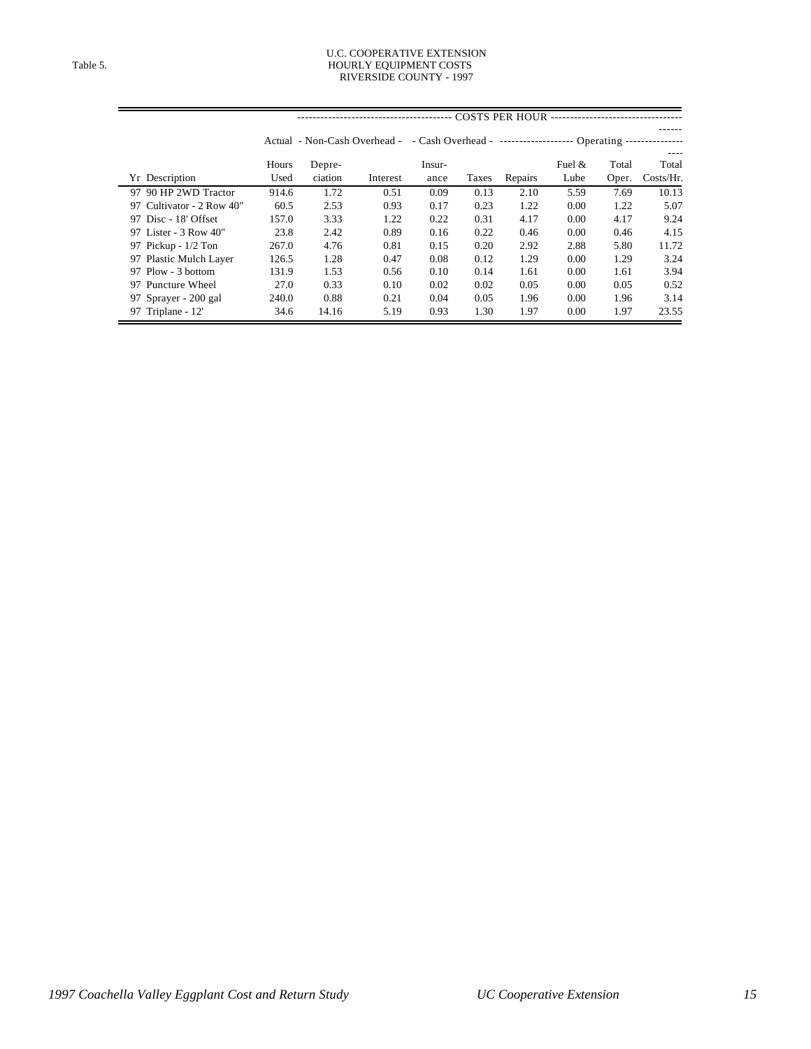Table 5.

U.C. COOPERATIVE EXTENSION
HOURLY EQUIPMENT COSTS
RIVERSIDE COUNTY - 1997

| | | COSTS PER HOUR | | | | | | | | |
|---|---|---|---|---|---|---|---|---|---|---|
| | Actual | - Non-Cash Overhead - | | - Cash Overhead - | | Operating | | | | |
| Yr | Description | Hours Used | Depre-ciation | Interest | Insur-ance | Taxes | Repairs | Fuel & Lube | Total Oper. | Total Costs/Hr. |
| 97 | 90 HP 2WD Tractor | 914.6 | 1.72 | 0.51 | 0.09 | 0.13 | 2.10 | 5.59 | 7.69 | 10.13 |
| 97 | Cultivator - 2 Row 40" | 60.5 | 2.53 | 0.93 | 0.17 | 0.23 | 1.22 | 0.00 | 1.22 | 5.07 |
| 97 | Disc - 18' Offset | 157.0 | 3.33 | 1.22 | 0.22 | 0.31 | 4.17 | 0.00 | 4.17 | 9.24 |
| 97 | Lister - 3 Row 40" | 23.8 | 2.42 | 0.89 | 0.16 | 0.22 | 0.46 | 0.00 | 0.46 | 4.15 |
| 97 | Pickup - 1/2 Ton | 267.0 | 4.76 | 0.81 | 0.15 | 0.20 | 2.92 | 2.88 | 5.80 | 11.72 |
| 97 | Plastic Mulch Layer | 126.5 | 1.28 | 0.47 | 0.08 | 0.12 | 1.29 | 0.00 | 1.29 | 3.24 |
| 97 | Plow - 3 bottom | 131.9 | 1.53 | 0.56 | 0.10 | 0.14 | 1.61 | 0.00 | 1.61 | 3.94 |
| 97 | Puncture Wheel | 27.0 | 0.33 | 0.10 | 0.02 | 0.02 | 0.05 | 0.00 | 0.05 | 0.52 |
| 97 | Sprayer - 200 gal | 240.0 | 0.88 | 0.21 | 0.04 | 0.05 | 1.96 | 0.00 | 1.96 | 3.14 |
| 97 | Triplane - 12' | 34.6 | 14.16 | 5.19 | 0.93 | 1.30 | 1.97 | 0.00 | 1.97 | 23.55 |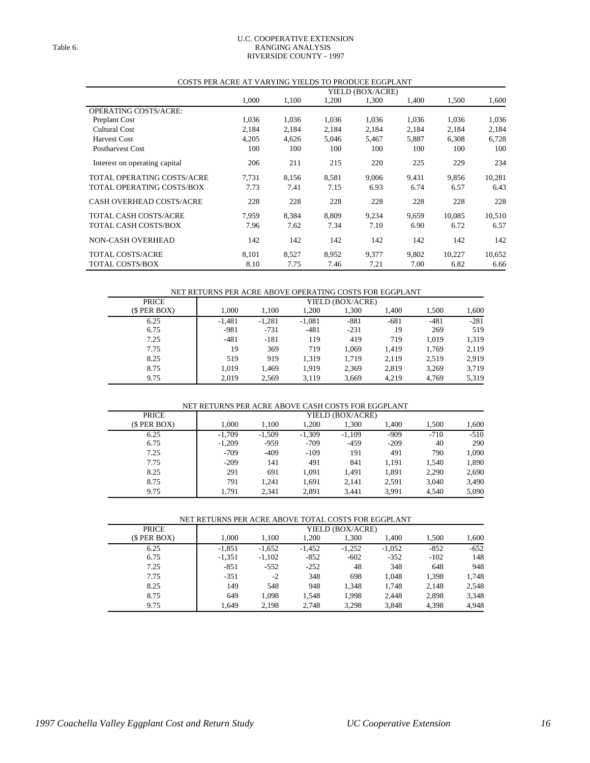Table 6.

U.C. COOPERATIVE EXTENSION
RANGING ANALYSIS
RIVERSIDE COUNTY - 1997

COSTS PER ACRE AT VARYING YIELDS TO PRODUCE EGGPLANT

| | YIELD (BOX/ACRE) | | | | | | |
|---|---|---|---|---|---|---|---|
| | 1,000 | 1,100 | 1,200 | 1,300 | 1,400 | 1,500 | 1,600 |
| OPERATING COSTS/ACRE: | | | | | | | |
| Preplant Cost | 1,036 | 1,036 | 1,036 | 1,036 | 1,036 | 1,036 | 1,036 |
| Cultural Cost | 2,184 | 2,184 | 2,184 | 2,184 | 2,184 | 2,184 | 2,184 |
| Harvest Cost | 4,205 | 4,626 | 5,046 | 5,467 | 5,887 | 6,308 | 6,728 |
| Postharvest Cost | 100 | 100 | 100 | 100 | 100 | 100 | 100 |
| Interest on operating capital | 206 | 211 | 215 | 220 | 225 | 229 | 234 |
| TOTAL OPERATING COSTS/ACRE | 7,731 | 8,156 | 8,581 | 9,006 | 9,431 | 9,856 | 10,281 |
| TOTAL OPERATING COSTS/BOX | 7.73 | 7.41 | 7.15 | 6.93 | 6.74 | 6.57 | 6.43 |
| CASH OVERHEAD COSTS/ACRE | 228 | 228 | 228 | 228 | 228 | 228 | 228 |
| TOTAL CASH COSTS/ACRE | 7,959 | 8,384 | 8,809 | 9,234 | 9,659 | 10,085 | 10,510 |
| TOTAL CASH COSTS/BOX | 7.96 | 7.62 | 7.34 | 7.10 | 6.90 | 6.72 | 6.57 |
| NON-CASH OVERHEAD | 142 | 142 | 142 | 142 | 142 | 142 | 142 |
| TOTAL COSTS/ACRE | 8,101 | 8,527 | 8,952 | 9,377 | 9,802 | 10,227 | 10,652 |
| TOTAL COSTS/BOX | 8.10 | 7.75 | 7.46 | 7.21 | 7.00 | 6.82 | 6.66 |

NET RETURNS PER ACRE ABOVE OPERATING COSTS FOR EGGPLANT

| PRICE | YIELD (BOX/ACRE) | | | | | | |
|---|---|---|---|---|---|---|---|
| ($ PER BOX) | 1,000 | 1,100 | 1,200 | 1,300 | 1,400 | 1,500 | 1,600 |
| 6.25 | -1,481 | -1,281 | -1,081 | -881 | -681 | -481 | -281 |
| 6.75 | -981 | -731 | -481 | -231 | 19 | 269 | 519 |
| 7.25 | -481 | -181 | 119 | 419 | 719 | 1,019 | 1,319 |
| 7.75 | 19 | 369 | 719 | 1,069 | 1,419 | 1,769 | 2,119 |
| 8.25 | 519 | 919 | 1,319 | 1,719 | 2,119 | 2,519 | 2,919 |
| 8.75 | 1,019 | 1,469 | 1,919 | 2,369 | 2,819 | 3,269 | 3,719 |
| 9.75 | 2,019 | 2,569 | 3,119 | 3,669 | 4,219 | 4,769 | 5,319 |

NET RETURNS PER ACRE ABOVE CASH COSTS FOR EGGPLANT

| PRICE | YIELD (BOX/ACRE) | | | | | | |
|---|---|---|---|---|---|---|---|
| ($ PER BOX) | 1,000 | 1,100 | 1,200 | 1,300 | 1,400 | 1,500 | 1,600 |
| 6.25 | -1,709 | -1,509 | -1,309 | -1,109 | -909 | -710 | -510 |
| 6.75 | -1,209 | -959 | -709 | -459 | -209 | 40 | 290 |
| 7.25 | -709 | -409 | -109 | 191 | 491 | 790 | 1,090 |
| 7.75 | -209 | 141 | 491 | 841 | 1,191 | 1,540 | 1,890 |
| 8.25 | 291 | 691 | 1,091 | 1,491 | 1,891 | 2,290 | 2,690 |
| 8.75 | 791 | 1,241 | 1,691 | 2,141 | 2,591 | 3,040 | 3,490 |
| 9.75 | 1,791 | 2,341 | 2,891 | 3,441 | 3,991 | 4,540 | 5,090 |

NET RETURNS PER ACRE ABOVE TOTAL COSTS FOR EGGPLANT

| PRICE | YIELD (BOX/ACRE) | | | | | | |
|---|---|---|---|---|---|---|---|
| ($ PER BOX) | 1,000 | 1,100 | 1,200 | 1,300 | 1,400 | 1,500 | 1,600 |
| 6.25 | -1,851 | -1,652 | -1,452 | -1,252 | -1,052 | -852 | -652 |
| 6.75 | -1,351 | -1,102 | -852 | -602 | -352 | -102 | 148 |
| 7.25 | -851 | -552 | -252 | 48 | 348 | 648 | 948 |
| 7.75 | -351 | -2 | 348 | 698 | 1,048 | 1,398 | 1,748 |
| 8.25 | 149 | 548 | 948 | 1,348 | 1,748 | 2,148 | 2,548 |
| 8.75 | 649 | 1,098 | 1,548 | 1,998 | 2,448 | 2,898 | 3,348 |
| 9.75 | 1,649 | 2,198 | 2,748 | 3,298 | 3,848 | 4,398 | 4,948 |